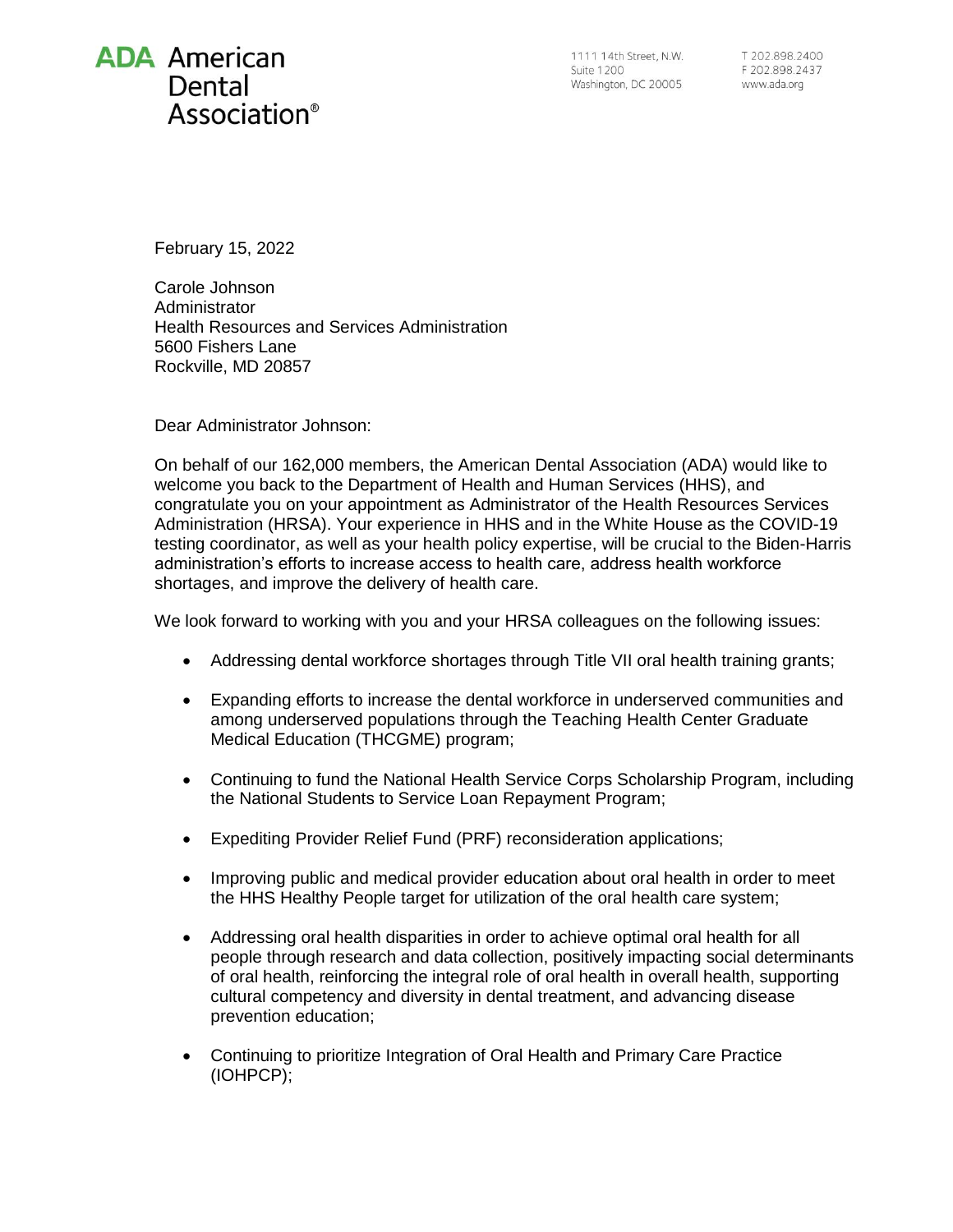**ADA** American Dental Association®

1111 14th Street, N.W.
Suite 1200
Washington, DC 20005

T 202.898.2400
F 202.898.2437
www.ada.org

February 15, 2022

Carole Johnson
Administrator
Health Resources and Services Administration
5600 Fishers Lane
Rockville, MD 20857

Dear Administrator Johnson:

On behalf of our 162,000 members, the American Dental Association (ADA) would like to welcome you back to the Department of Health and Human Services (HHS), and congratulate you on your appointment as Administrator of the Health Resources Services Administration (HRSA). Your experience in HHS and in the White House as the COVID-19 testing coordinator, as well as your health policy expertise, will be crucial to the Biden-Harris administration's efforts to increase access to health care, address health workforce shortages, and improve the delivery of health care.

We look forward to working with you and your HRSA colleagues on the following issues:

- Addressing dental workforce shortages through Title VII oral health training grants;
- Expanding efforts to increase the dental workforce in underserved communities and among underserved populations through the Teaching Health Center Graduate Medical Education (THCGME) program;
- Continuing to fund the National Health Service Corps Scholarship Program, including the National Students to Service Loan Repayment Program;
- Expediting Provider Relief Fund (PRF) reconsideration applications;
- Improving public and medical provider education about oral health in order to meet the HHS Healthy People target for utilization of the oral health care system;
- Addressing oral health disparities in order to achieve optimal oral health for all people through research and data collection, positively impacting social determinants of oral health, reinforcing the integral role of oral health in overall health, supporting cultural competency and diversity in dental treatment, and advancing disease prevention education;
- Continuing to prioritize Integration of Oral Health and Primary Care Practice (IOHPCP);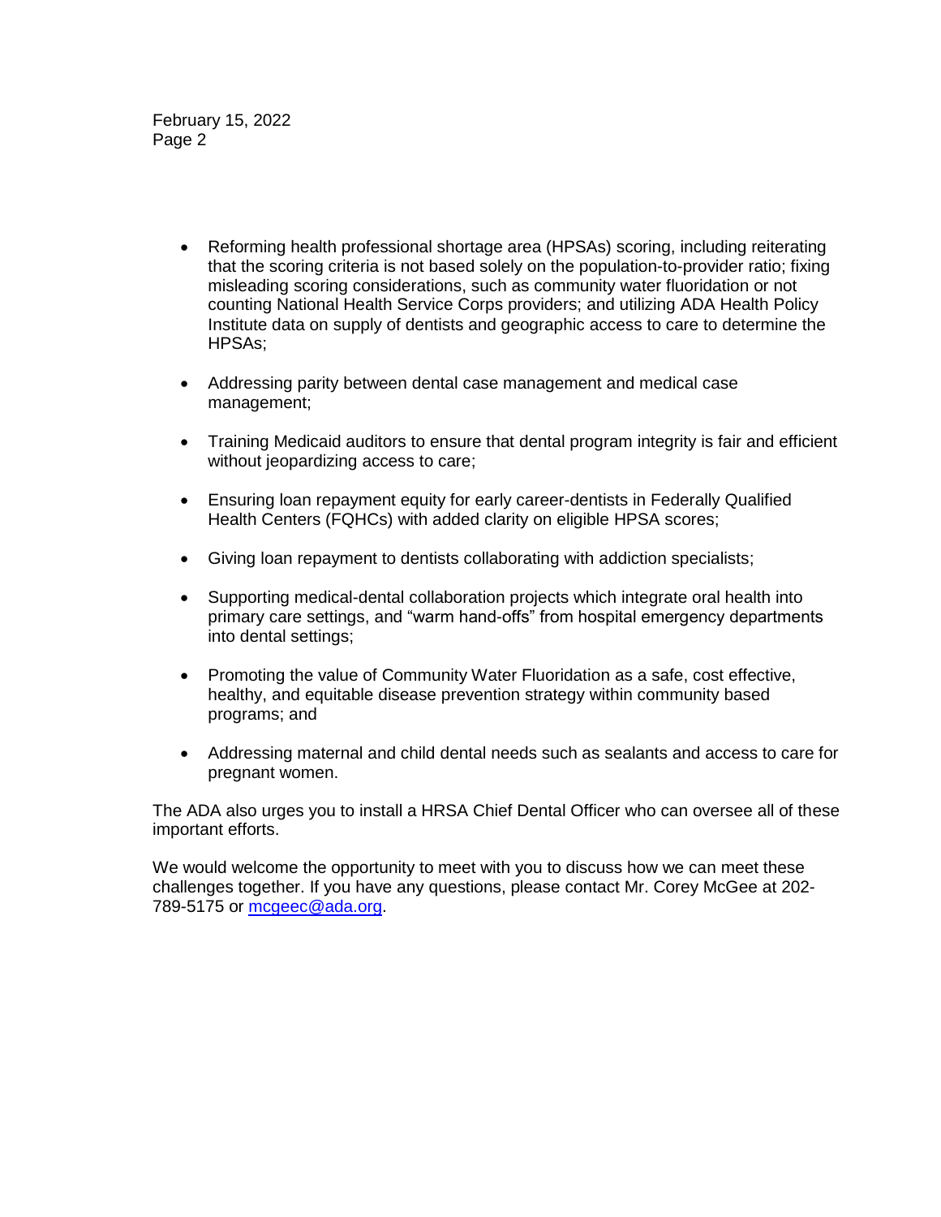- Reforming health professional shortage area (HPSAs) scoring, including reiterating that the scoring criteria is not based solely on the population-to-provider ratio; fixing misleading scoring considerations, such as community water fluoridation or not counting National Health Service Corps providers; and utilizing ADA Health Policy Institute data on supply of dentists and geographic access to care to determine the HPSAs;

- Addressing parity between dental case management and medical case management;

- Training Medicaid auditors to ensure that dental program integrity is fair and efficient without jeopardizing access to care;

- Ensuring loan repayment equity for early career-dentists in Federally Qualified Health Centers (FQHCs) with added clarity on eligible HPSA scores;

- Giving loan repayment to dentists collaborating with addiction specialists;

- Supporting medical-dental collaboration projects which integrate oral health into primary care settings, and "warm hand-offs" from hospital emergency departments into dental settings;

- Promoting the value of Community Water Fluoridation as a safe, cost effective, healthy, and equitable disease prevention strategy within community based programs; and

- Addressing maternal and child dental needs such as sealants and access to care for pregnant women.

The ADA also urges you to install a HRSA Chief Dental Officer who can oversee all of these important efforts.

We would welcome the opportunity to meet with you to discuss how we can meet these challenges together. If you have any questions, please contact Mr. Corey McGee at 202-789-5175 or mcgeec@ada.org.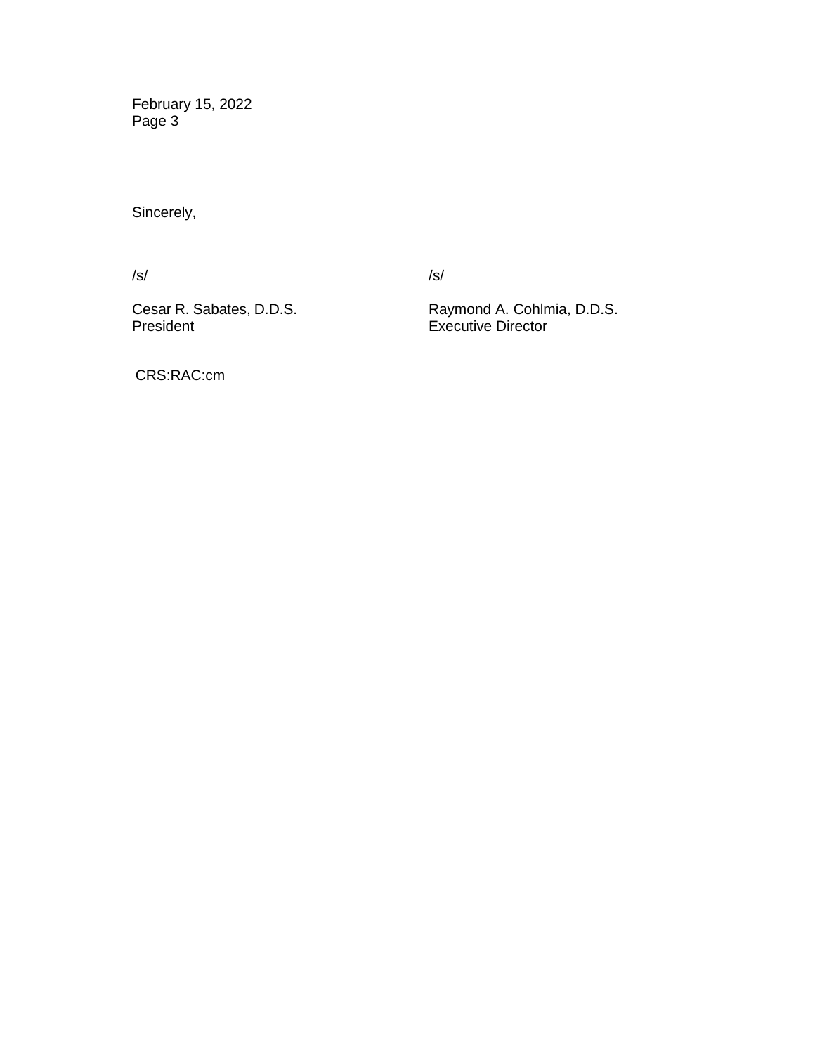Sincerely,

| | |
|---|---|
| /s/ | /s/ |
| Cesar R. Sabates, D.D.S.<br>President | Raymond A. Cohlmia, D.D.S.<br>Executive Director |

CRS:RAC:cm